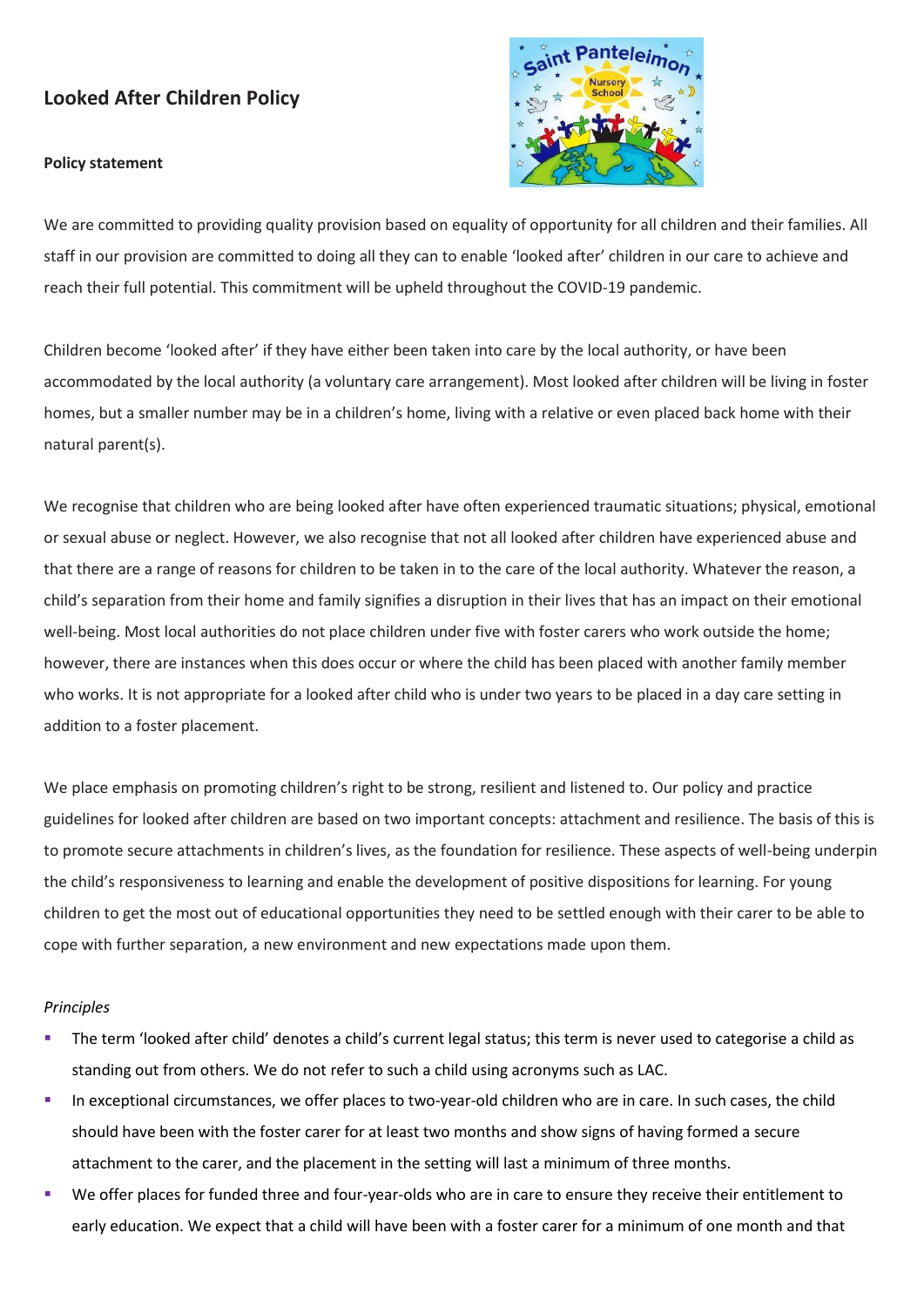# Looked After Children Policy

**Policy statement**

We are committed to providing quality provision based on equality of opportunity for all children and their families. All staff in our provision are committed to doing all they can to enable 'looked after' children in our care to achieve and reach their full potential. This commitment will be upheld throughout the COVID-19 pandemic.

Children become 'looked after' if they have either been taken into care by the local authority, or have been accommodated by the local authority (a voluntary care arrangement). Most looked after children will be living in foster homes, but a smaller number may be in a children's home, living with a relative or even placed back home with their natural parent(s).

We recognise that children who are being looked after have often experienced traumatic situations; physical, emotional or sexual abuse or neglect. However, we also recognise that not all looked after children have experienced abuse and that there are a range of reasons for children to be taken in to the care of the local authority. Whatever the reason, a child's separation from their home and family signifies a disruption in their lives that has an impact on their emotional well-being. Most local authorities do not place children under five with foster carers who work outside the home; however, there are instances when this does occur or where the child has been placed with another family member who works. It is not appropriate for a looked after child who is under two years to be placed in a day care setting in addition to a foster placement.

We place emphasis on promoting children's right to be strong, resilient and listened to. Our policy and practice guidelines for looked after children are based on two important concepts: attachment and resilience. The basis of this is to promote secure attachments in children's lives, as the foundation for resilience. These aspects of well-being underpin the child's responsiveness to learning and enable the development of positive dispositions for learning. For young children to get the most out of educational opportunities they need to be settled enough with their carer to be able to cope with further separation, a new environment and new expectations made upon them.

*Principles*

- The term 'looked after child' denotes a child's current legal status; this term is never used to categorise a child as standing out from others. We do not refer to such a child using acronyms such as LAC.
- In exceptional circumstances, we offer places to two-year-old children who are in care. In such cases, the child should have been with the foster carer for at least two months and show signs of having formed a secure attachment to the carer, and the placement in the setting will last a minimum of three months.
- We offer places for funded three and four-year-olds who are in care to ensure they receive their entitlement to early education. We expect that a child will have been with a foster carer for a minimum of one month and that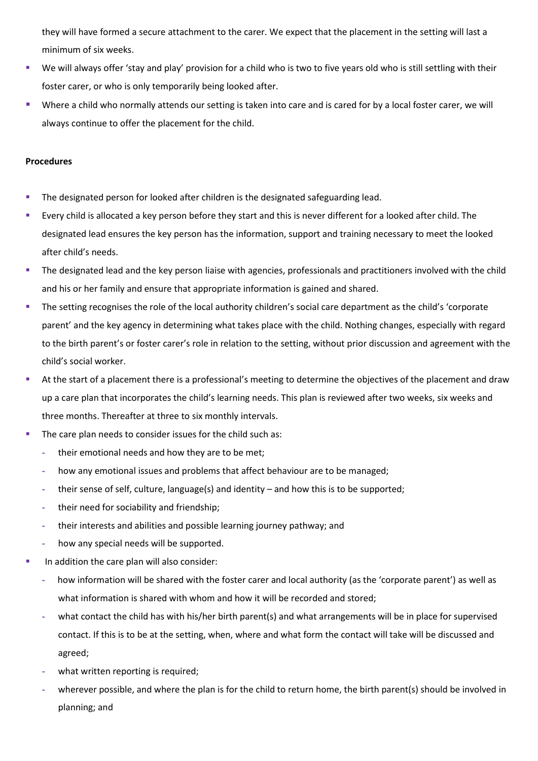they will have formed a secure attachment to the carer. We expect that the placement in the setting will last a minimum of six weeks.

- We will always offer 'stay and play' provision for a child who is two to five years old who is still settling with their foster carer, or who is only temporarily being looked after.
- Where a child who normally attends our setting is taken into care and is cared for by a local foster carer, we will always continue to offer the placement for the child.

**Procedures**

- The designated person for looked after children is the designated safeguarding lead.
- Every child is allocated a key person before they start and this is never different for a looked after child. The designated lead ensures the key person has the information, support and training necessary to meet the looked after child's needs.
- The designated lead and the key person liaise with agencies, professionals and practitioners involved with the child and his or her family and ensure that appropriate information is gained and shared.
- The setting recognises the role of the local authority children's social care department as the child's 'corporate parent' and the key agency in determining what takes place with the child. Nothing changes, especially with regard to the birth parent's or foster carer's role in relation to the setting, without prior discussion and agreement with the child's social worker.
- At the start of a placement there is a professional's meeting to determine the objectives of the placement and draw up a care plan that incorporates the child's learning needs. This plan is reviewed after two weeks, six weeks and three months. Thereafter at three to six monthly intervals.
- The care plan needs to consider issues for the child such as:
  - their emotional needs and how they are to be met;
  - how any emotional issues and problems that affect behaviour are to be managed;
  - their sense of self, culture, language(s) and identity – and how this is to be supported;
  - their need for sociability and friendship;
  - their interests and abilities and possible learning journey pathway; and
  - how any special needs will be supported.
- In addition the care plan will also consider:
  - how information will be shared with the foster carer and local authority (as the 'corporate parent') as well as what information is shared with whom and how it will be recorded and stored;
  - what contact the child has with his/her birth parent(s) and what arrangements will be in place for supervised contact. If this is to be at the setting, when, where and what form the contact will take will be discussed and agreed;
  - what written reporting is required;
  - wherever possible, and where the plan is for the child to return home, the birth parent(s) should be involved in planning; and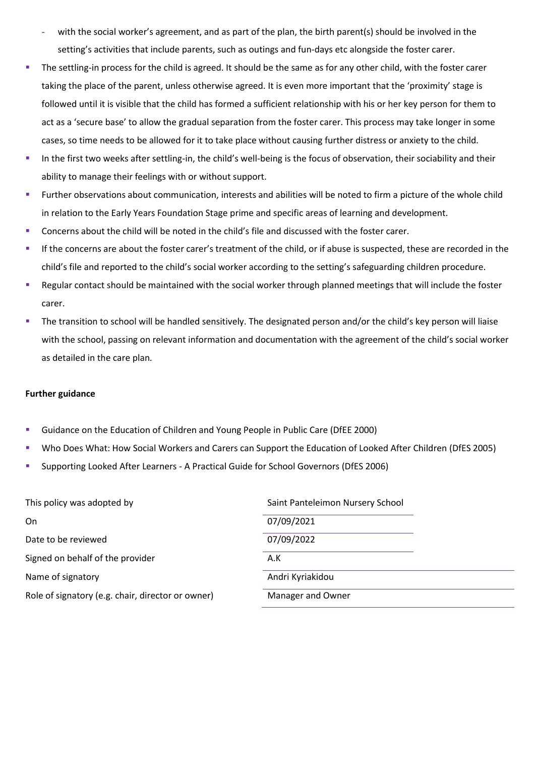- with the social worker's agreement, and as part of the plan, the birth parent(s) should be involved in the setting's activities that include parents, such as outings and fun-days etc alongside the foster carer.
- The settling-in process for the child is agreed. It should be the same as for any other child, with the foster carer taking the place of the parent, unless otherwise agreed. It is even more important that the 'proximity' stage is followed until it is visible that the child has formed a sufficient relationship with his or her key person for them to act as a 'secure base' to allow the gradual separation from the foster carer. This process may take longer in some cases, so time needs to be allowed for it to take place without causing further distress or anxiety to the child.
- In the first two weeks after settling-in, the child's well-being is the focus of observation, their sociability and their ability to manage their feelings with or without support.
- Further observations about communication, interests and abilities will be noted to firm a picture of the whole child in relation to the Early Years Foundation Stage prime and specific areas of learning and development.
- Concerns about the child will be noted in the child's file and discussed with the foster carer.
- If the concerns are about the foster carer's treatment of the child, or if abuse is suspected, these are recorded in the child's file and reported to the child's social worker according to the setting's safeguarding children procedure.
- Regular contact should be maintained with the social worker through planned meetings that will include the foster carer.
- The transition to school will be handled sensitively. The designated person and/or the child's key person will liaise with the school, passing on relevant information and documentation with the agreement of the child's social worker as detailed in the care plan.

**Further guidance**

- Guidance on the Education of Children and Young People in Public Care (DfEE 2000)
- Who Does What: How Social Workers and Carers can Support the Education of Looked After Children (DfES 2005)
- Supporting Looked After Learners - A Practical Guide for School Governors (DfES 2006)

| | |
|---|---|
| This policy was adopted by | Saint Panteleimon Nursery School |
| On | 07/09/2021 |
| Date to be reviewed | 07/09/2022 |
| Signed on behalf of the provider | A.K |
| Name of signatory | Andri Kyriakidou |
| Role of signatory (e.g. chair, director or owner) | Manager and Owner |